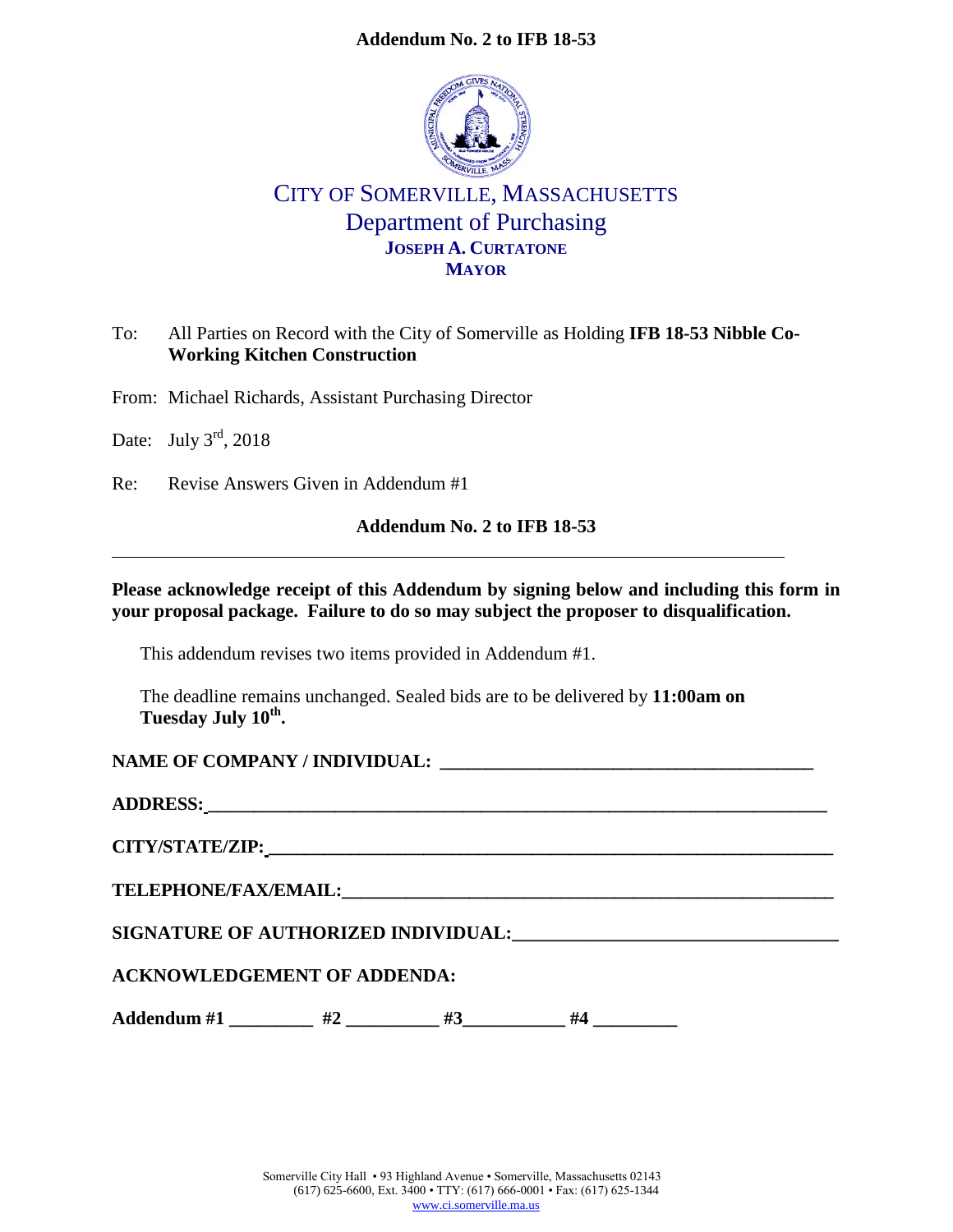**Addendum No. 2 to IFB 18-53**

# CITY OF SOMERVILLE, MASSACHUSETTS
## Department of Purchasing
**JOSEPH A. CURTATONE**
**MAYOR**

To: All Parties on Record with the City of Somerville as Holding **IFB 18-53 Nibble Co-Working Kitchen Construction**

From: Michael Richards, Assistant Purchasing Director

Date: July 3rd, 2018

Re: Revise Answers Given in Addendum #1

**Addendum No. 2 to IFB 18-53**

---

**Please acknowledge receipt of this Addendum by signing below and including this form in your proposal package. Failure to do so may subject the proposer to disqualification.**

This addendum revises two items provided in Addendum #1.

The deadline remains unchanged. Sealed bids are to be delivered by **11:00am on Tuesday July 10th.**

**NAME OF COMPANY / INDIVIDUAL:** ______________________________________

**ADDRESS:** ______________________________________

**CITY/STATE/ZIP:** ______________________________________

**TELEPHONE/FAX/EMAIL:** ______________________________________

**SIGNATURE OF AUTHORIZED INDIVIDUAL:** ______________________________________

**ACKNOWLEDGEMENT OF ADDENDA:**

**Addendum #1** _________ **#2** __________ **#3** ___________ **#4** _________

Somerville City Hall • 93 Highland Avenue • Somerville, Massachusetts 02143
(617) 625-6600, Ext. 3400 • TTY: (617) 666-0001 • Fax: (617) 625-1344
www.ci.somerville.ma.us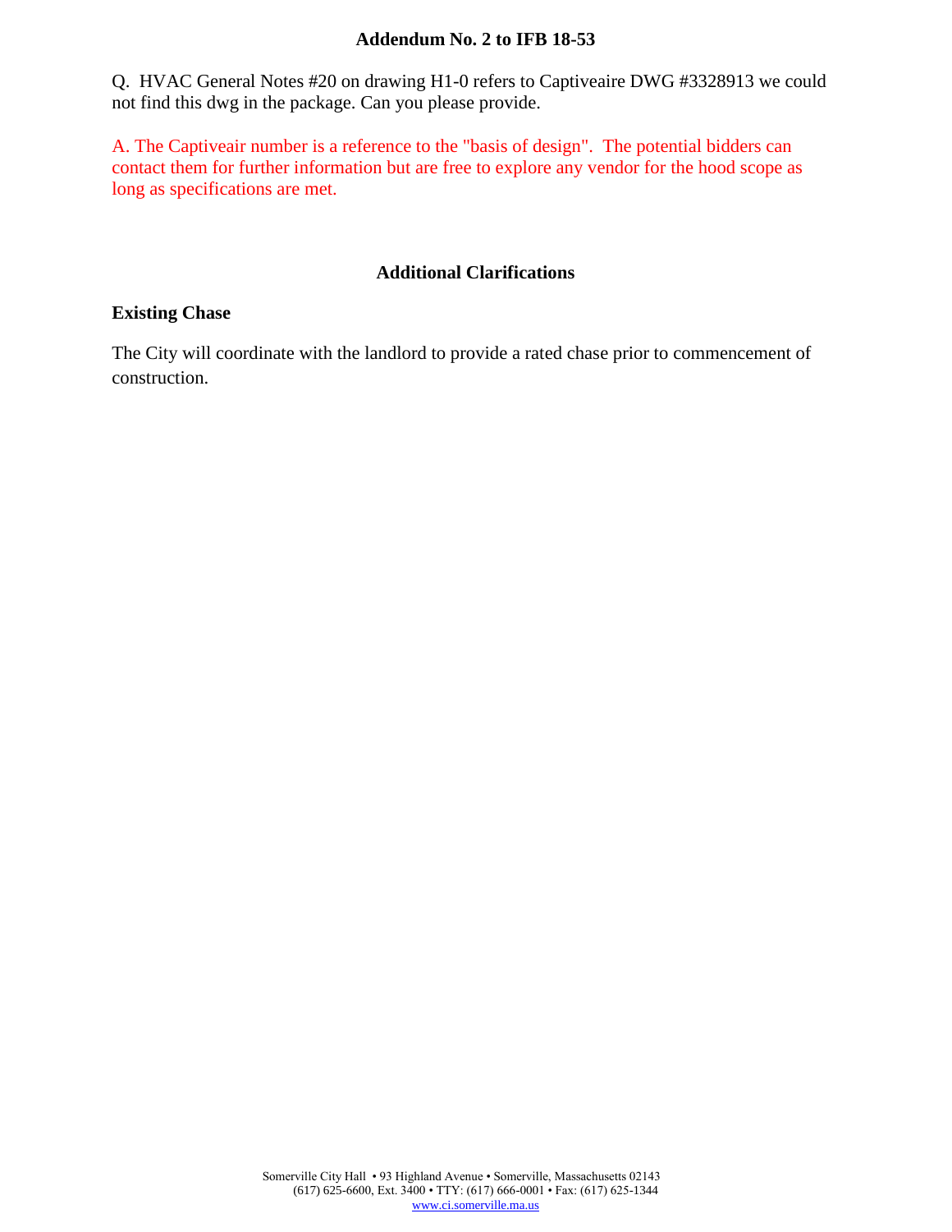## Addendum No. 2 to IFB 18-53

Q. HVAC General Notes #20 on drawing H1-0 refers to Captiveaire DWG #3328913 we could not find this dwg in the package. Can you please provide.

A. The Captiveair number is a reference to the "basis of design". The potential bidders can contact them for further information but are free to explore any vendor for the hood scope as long as specifications are met.

## Additional Clarifications

**Existing Chase**

The City will coordinate with the landlord to provide a rated chase prior to commencement of construction.